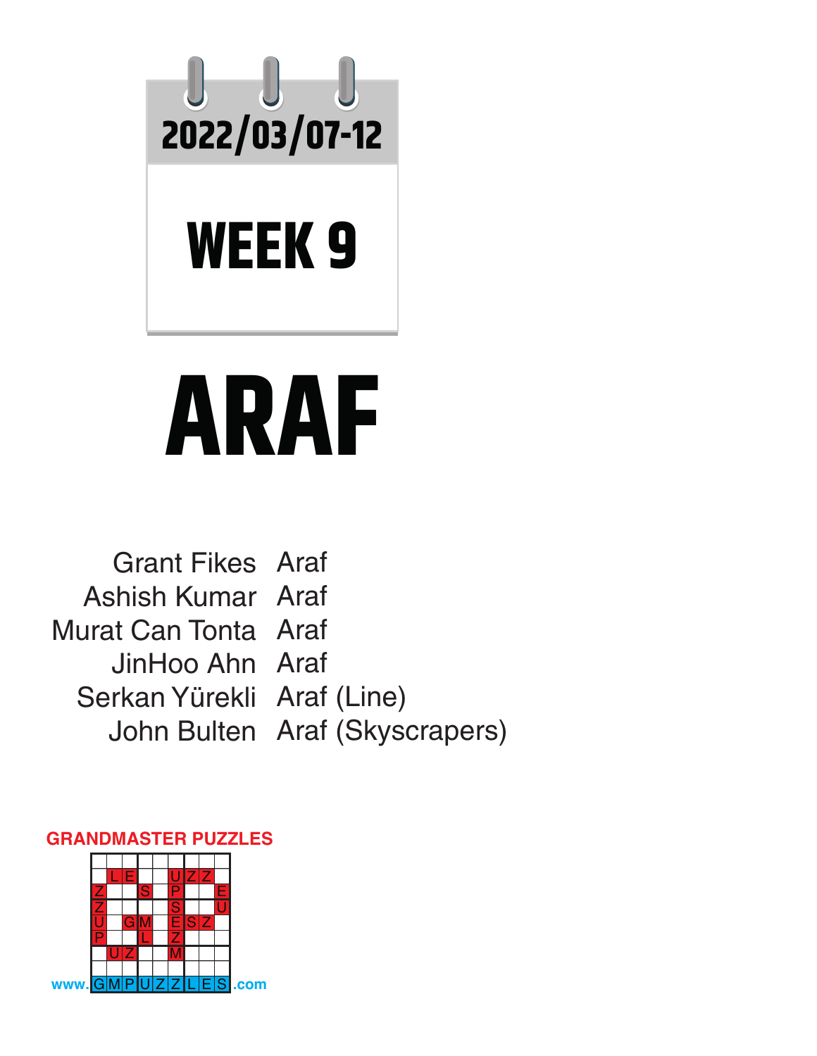2022/03/07-12

# WEEK 9

# ARAF

| | |
|---|---|
| Grant Fikes | Araf |
| Ashish Kumar | Araf |
| Murat Can Tonta | Araf |
| JinHoo Ahn | Araf |
| Serkan Yürekli | Araf (Line) |
| John Bulten | Araf (Skyscrapers) |

GRANDMASTER PUZZLES

www.GMPUZZLES.com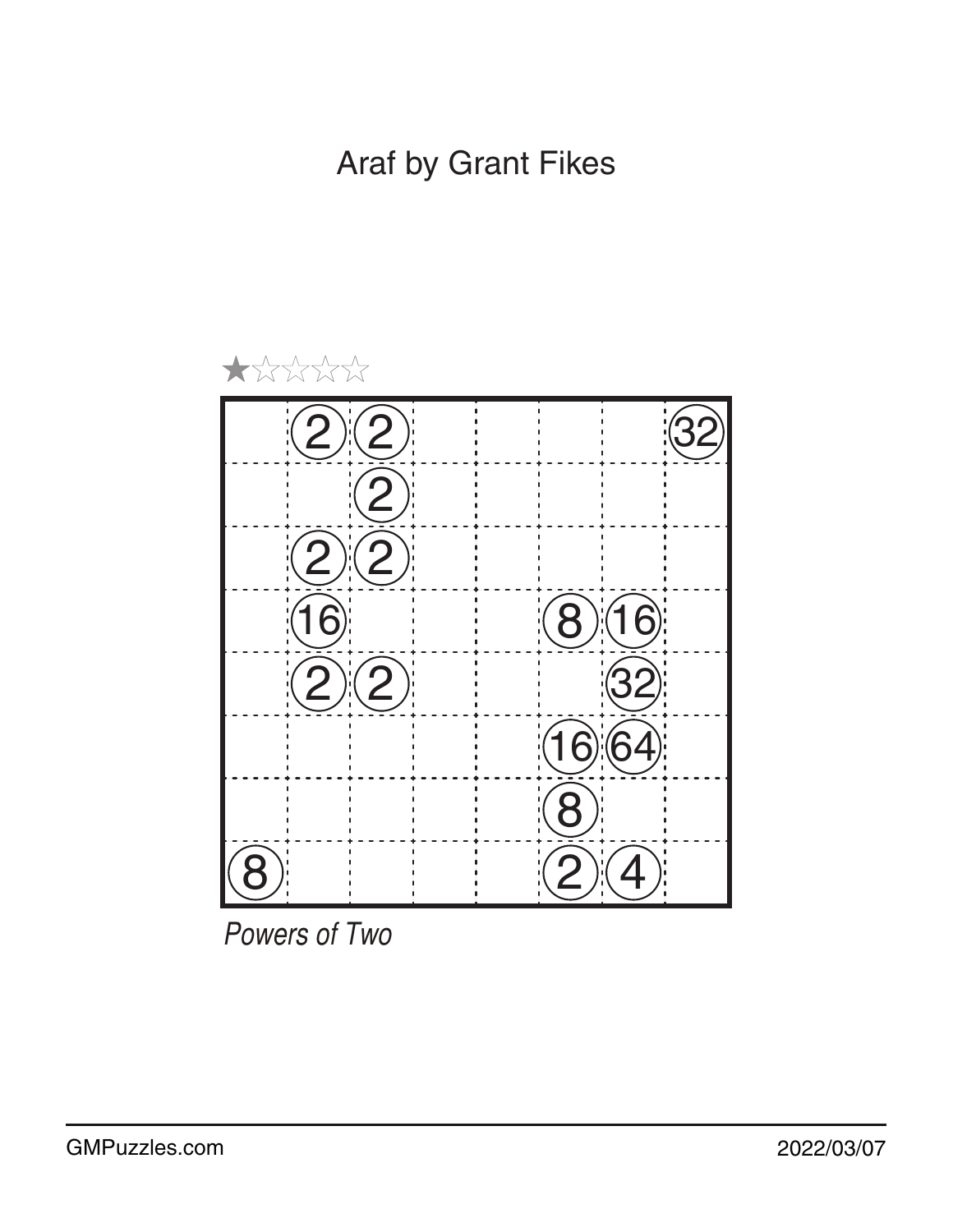# Araf by Grant Fikes

★☆☆☆☆

|  |  |  |  |  |  |  |  |
|---|---|---|---|---|---|---|---|
|  | 2 | 2 |  |  |  |  | 32 |
|  |  | 2 |  |  |  |  |  |
|  | 2 | 2 |  |  |  |  |  |
|  | 16 |  |  |  | 8 | 16 |  |
|  | 2 | 2 |  |  |  | 32 |  |
|  |  |  |  |  | 16 | 64 |  |
|  |  |  |  |  | 8 |  |  |
| 8 |  |  |  |  | 2 | 4 |  |

*Powers of Two*

GMPuzzles.com 2022/03/07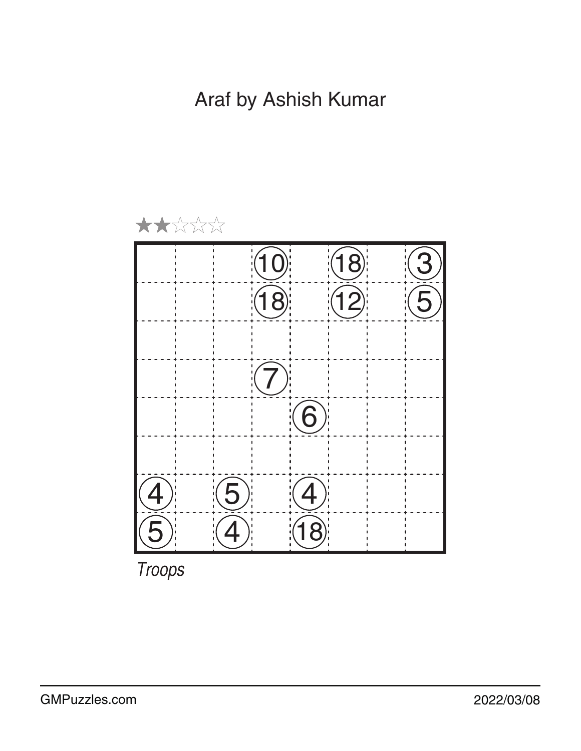# Araf by Ashish Kumar

★★☆☆☆

|  |  |  | 10 |  | 18 |  | 3 |
|---|---|---|---|---|---|---|---|
|  |  |  | 18 |  | 12 |  | 5 |
|  |  |  |  |  |  |  |  |
|  |  |  | 7 |  |  |  |  |
|  |  |  |  | 6 |  |  |  |
|  |  |  |  |  |  |  |  |
| 4 |  | 5 |  | 4 |  |  |  |
| 5 |  | 4 |  | 18 |  |  |  |

*Troops*

GMPuzzles.com

2022/03/08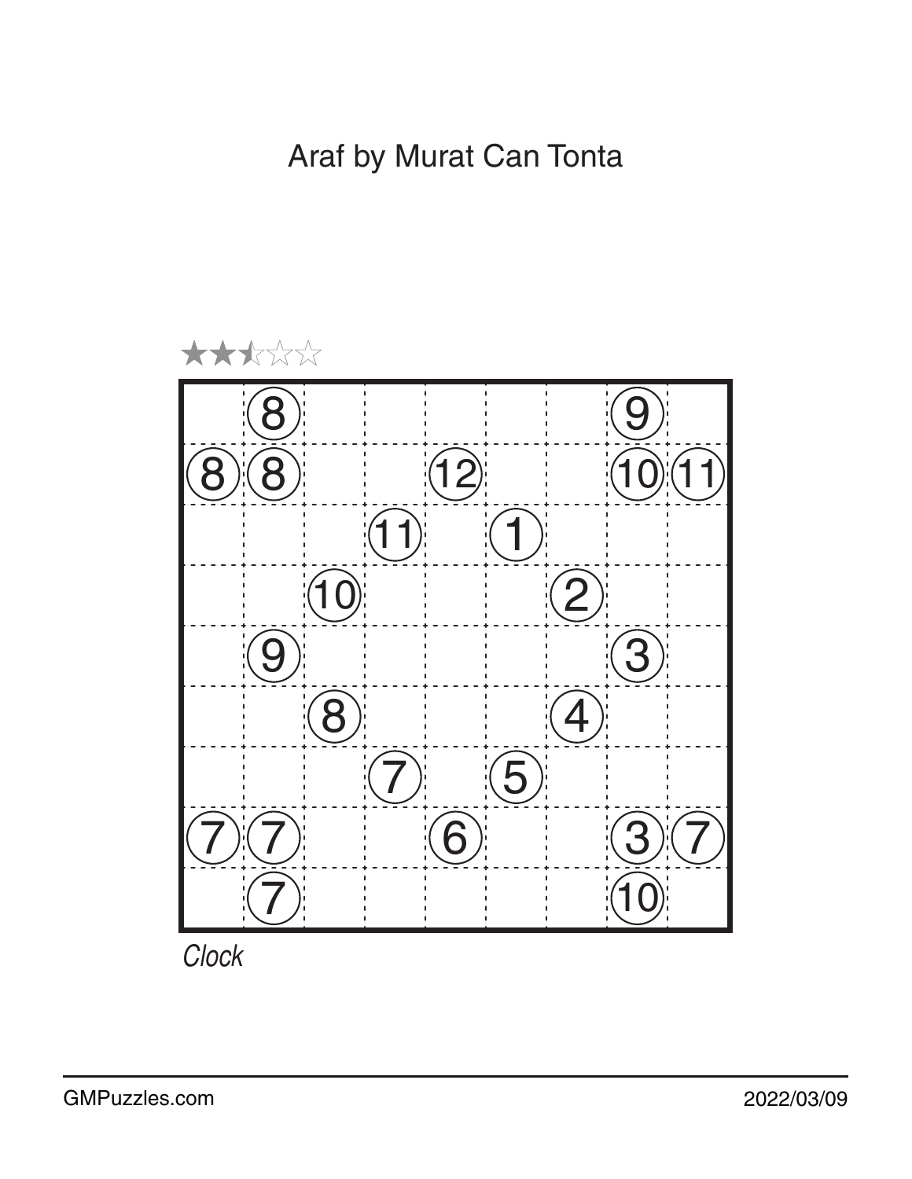# Araf by Murat Can Tonta

★★½☆☆☆

|   |   |   |   |   |   |   |   |   |
|---|---|---|---|---|---|---|---|---|
|   | 8 |   |   |   |   |   | 9 |   |
| 8 | 8 |   |   | 12 |   |   | 10 | 11 |
|   |   |   | 11 |   | 1 |   |   |   |
|   |   | 10 |   |   |   | 2 |   |   |
|   | 9 |   |   |   |   |   | 3 |   |
|   |   | 8 |   |   |   | 4 |   |   |
|   |   |   | 7 |   | 5 |   |   |   |
| 7 | 7 |   |   | 6 |   |   | 3 | 7 |
|   | 7 |   |   |   |   |   | 10 |   |

*Clock*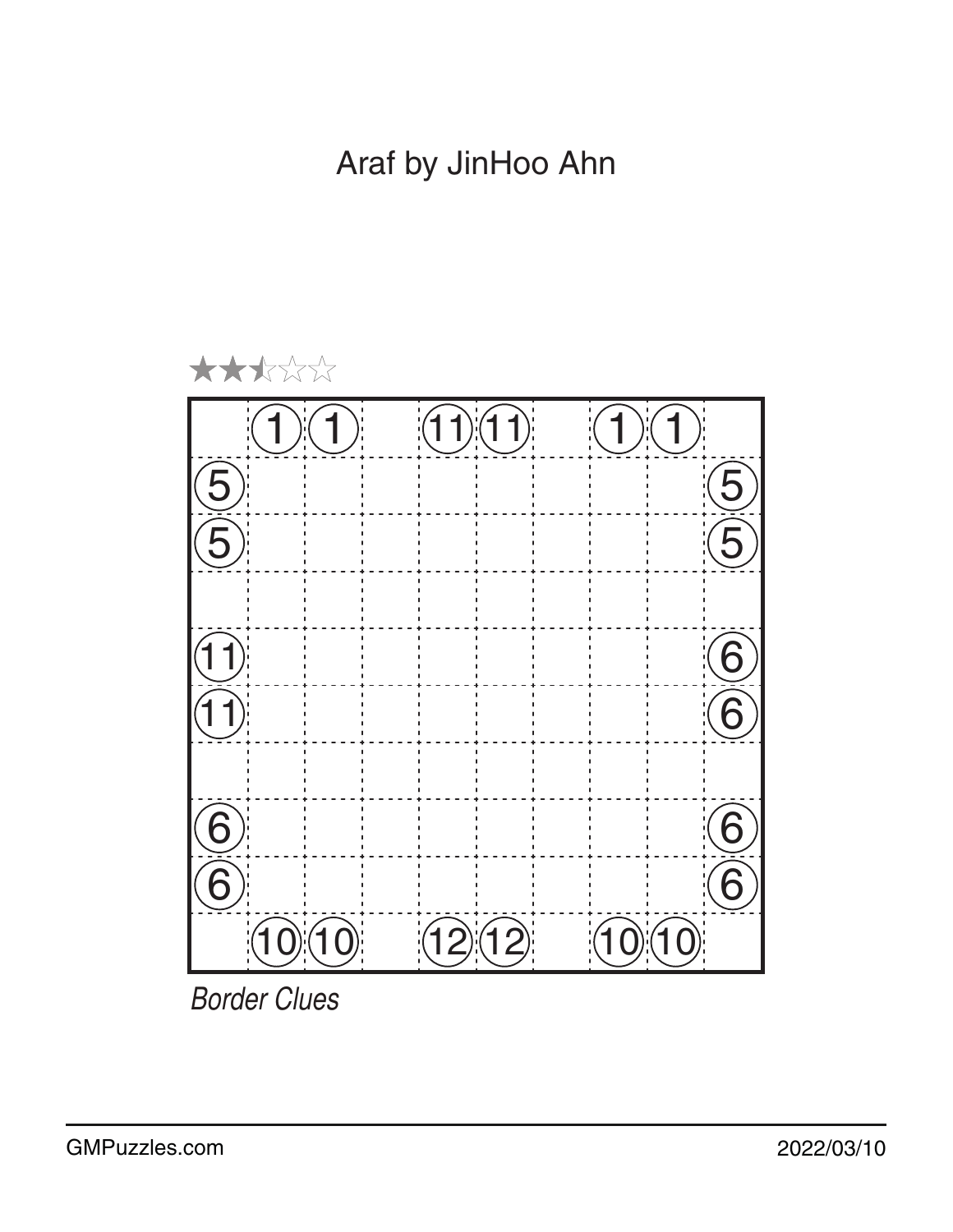# Araf by JinHoo Ahn

★★½☆☆

|  | 1 | 1 |  | 11 | 11 |  | 1 | 1 |  |
|---|---|---|---|---|---|---|---|---|---|
| 5 |  |  |  |  |  |  |  |  | 5 |
| 5 |  |  |  |  |  |  |  |  | 5 |
|  |  |  |  |  |  |  |  |  |  |
| 11 |  |  |  |  |  |  |  |  | 6 |
| 11 |  |  |  |  |  |  |  |  | 6 |
|  |  |  |  |  |  |  |  |  |  |
| 6 |  |  |  |  |  |  |  |  | 6 |
| 6 |  |  |  |  |  |  |  |  | 6 |
|  | 10 | 10 |  | 12 | 12 |  | 10 | 10 |  |

*Border Clues*

GMPuzzles.com

2022/03/10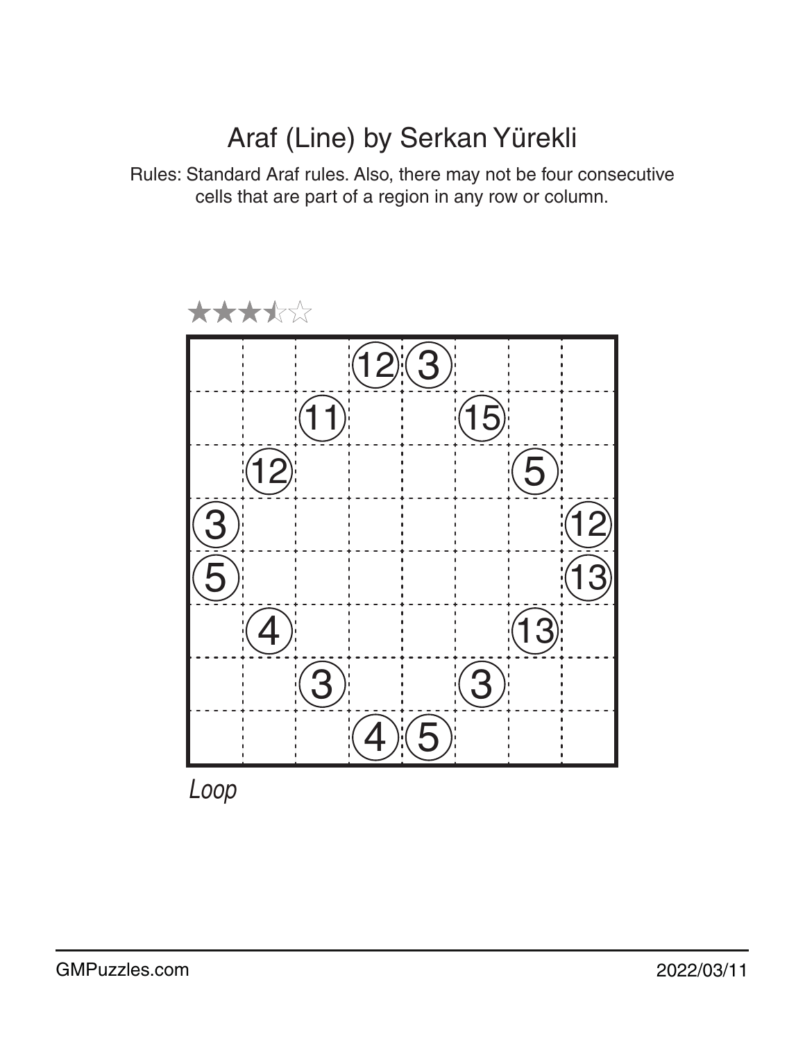# Araf (Line) by Serkan Yürekli

Rules: Standard Araf rules. Also, there may not be four consecutive cells that are part of a region in any row or column.

★★★½☆

|  |  |  |  |  |  |  |  |
|---|---|---|---|---|---|---|---|
|  |  |  | 12 | 3 |  |  |  |
|  |  | 11 |  |  | 15 |  |  |
|  | 12 |  |  |  |  | 5 |  |
| 3 |  |  |  |  |  |  | 12 |
| 5 |  |  |  |  |  |  | 13 |
|  | 4 |  |  |  |  | 13 |  |
|  |  | 3 |  |  | 3 |  |  |
|  |  |  | 4 | 5 |  |  |  |

*Loop*

GMPuzzles.com

2022/03/11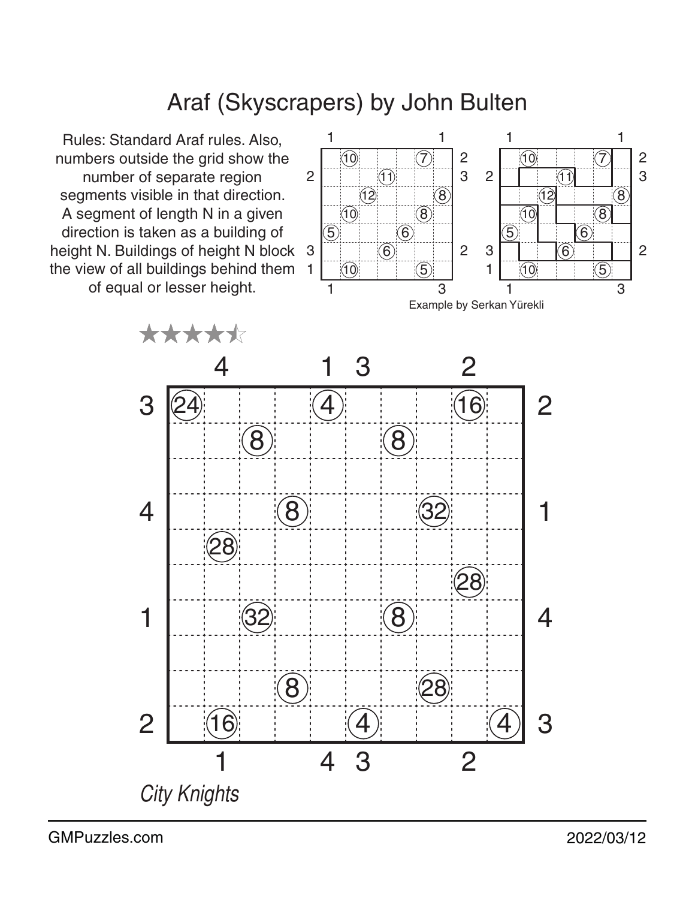# Araf (Skyscrapers) by John Bulten

Rules: Standard Araf rules. Also, numbers outside the grid show the number of separate region segments visible in that direction. A segment of length N in a given direction is taken as a building of height N. Buildings of height N block the view of all buildings behind them of equal or lesser height.

Example by Serkan Yürekli

★★★★☆

*City Knights*

GMPuzzles.com

2022/03/12